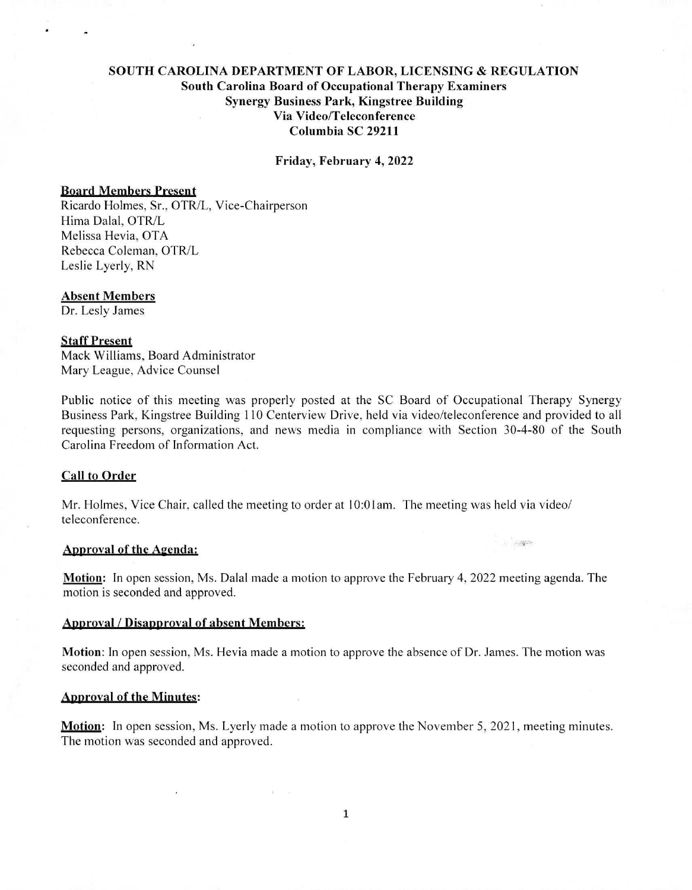**SOUTH CAROLINA DEPARTMENT OF LABOR, LICENSING & REGULATION**
**South Carolina Board of Occupational Therapy Examiners**
**Synergy Business Park, Kingstree Building**
**Via Video/Teleconference**
**Columbia SC 29211**

**Friday, February 4, 2022**

**Board Members Present**

Ricardo Holmes, Sr., OTR/L, Vice-Chairperson
Hima Dalal, OTR/L
Melissa Hevia, OTA
Rebecca Coleman, OTR/L
Leslie Lyerly, RN

**Absent Members**

Dr. Lesly James

**Staff Present**

Mack Williams, Board Administrator
Mary League, Advice Counsel

Public notice of this meeting was properly posted at the SC Board of Occupational Therapy Synergy Business Park, Kingstree Building 110 Centerview Drive, held via video/teleconference and provided to all requesting persons, organizations, and news media in compliance with Section 30-4-80 of the South Carolina Freedom of Information Act.

**Call to Order**

Mr. Holmes, Vice Chair, called the meeting to order at 10:01am. The meeting was held via video/ teleconference.

**Approval of the Agenda:**

**Motion:** In open session, Ms. Dalal made a motion to approve the February 4, 2022 meeting agenda. The motion is seconded and approved.

**Approval / Disapproval of absent Members:**

**Motion**: In open session, Ms. Hevia made a motion to approve the absence of Dr. James. The motion was seconded and approved.

**Approval of the Minutes:**

**Motion:** In open session, Ms. Lyerly made a motion to approve the November 5, 2021, meeting minutes. The motion was seconded and approved.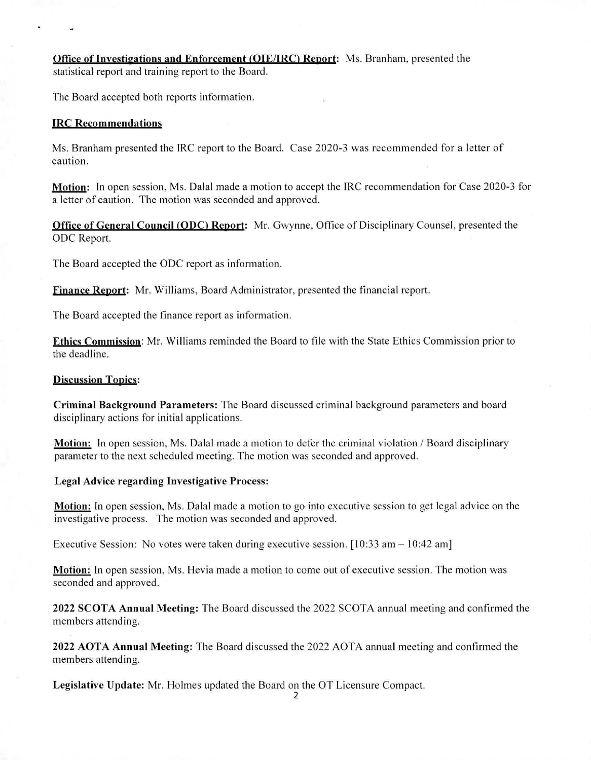**Office of Investigations and Enforcement (OIE/IRC) Report**: Ms. Branham, presented the statistical report and training report to the Board.

The Board accepted both reports information.

**IRC Recommendations**

Ms. Branham presented the IRC report to the Board. Case 2020-3 was recommended for a letter of caution.

**Motion:** In open session, Ms. Dalal made a motion to accept the IRC recommendation for Case 2020-3 for a letter of caution. The motion was seconded and approved.

**Office of General Council (ODC) Report:** Mr. Gwynne, Office of Disciplinary Counsel, presented the ODC Report.

The Board accepted the ODC report as information.

**Finance Report:** Mr. Williams, Board Administrator, presented the financial report.

The Board accepted the finance report as information.

**Ethics Commission**: Mr. Williams reminded the Board to file with the State Ethics Commission prior to the deadline.

**Discussion Topics:**

**Criminal Background Parameters:** The Board discussed criminal background parameters and board disciplinary actions for initial applications.

**Motion:** In open session, Ms. Dalal made a motion to defer the criminal violation / Board disciplinary parameter to the next scheduled meeting. The motion was seconded and approved.

**Legal Advice regarding Investigative Process:**

**Motion:** In open session, Ms. Dalal made a motion to go into executive session to get legal advice on the investigative process. The motion was seconded and approved.

Executive Session: No votes were taken during executive session. [10:33 am – 10:42 am]

**Motion:** In open session, Ms. Hevia made a motion to come out of executive session. The motion was seconded and approved.

**2022 SCOTA Annual Meeting:** The Board discussed the 2022 SCOTA annual meeting and confirmed the members attending.

**2022 AOTA Annual Meeting:** The Board discussed the 2022 AOTA annual meeting and confirmed the members attending.

**Legislative Update:** Mr. Holmes updated the Board on the OT Licensure Compact.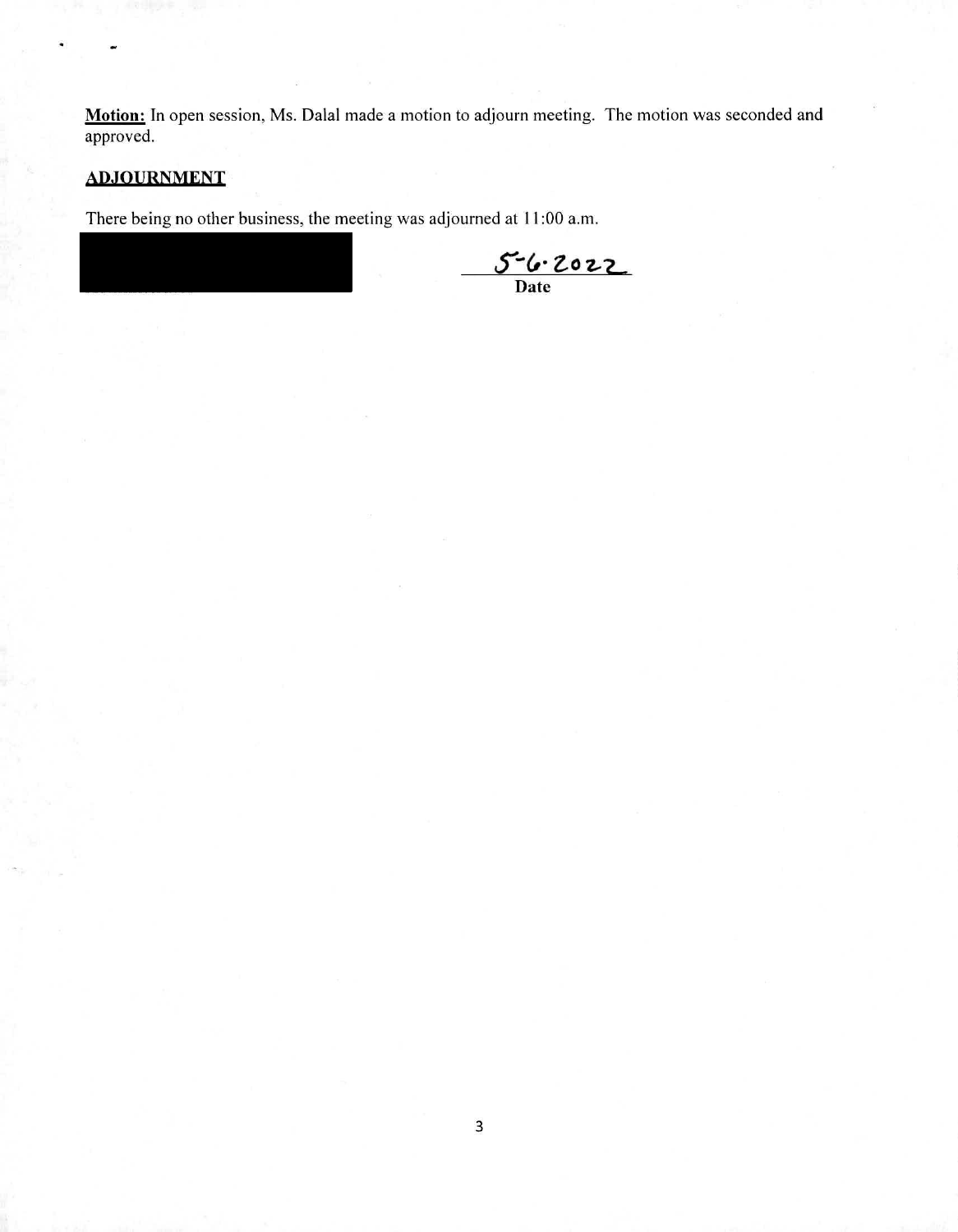**Motion:** In open session, Ms. Dalal made a motion to adjourn meeting. The motion was seconded and approved.

## ADJOURNMENT

There being no other business, the meeting was adjourned at 11:00 a.m.

5-6-2022

**Date**